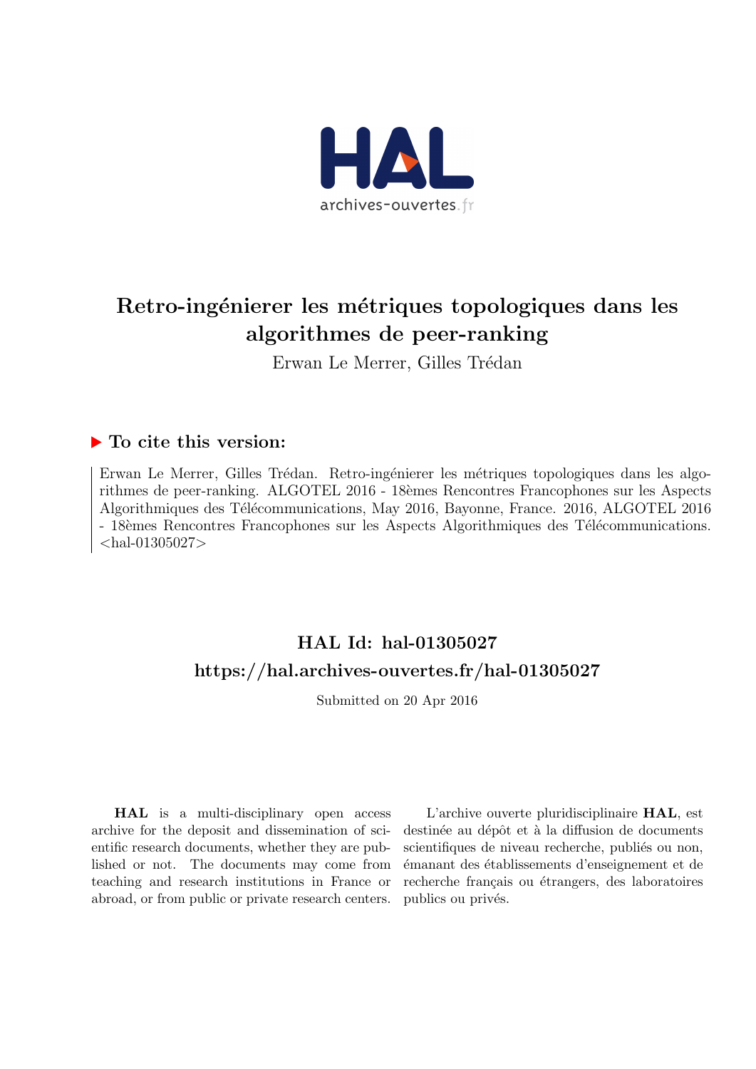# Retro-ingénierer les métriques topologiques dans les algorithmes de peer-ranking

Erwan Le Merrer, Gilles Trédan

## ▶ To cite this version:

Erwan Le Merrer, Gilles Trédan. Retro-ingénierer les métriques topologiques dans les algorithmes de peer-ranking. ALGOTEL 2016 - 18èmes Rencontres Francophones sur les Aspects Algorithmiques des Télécommunications, May 2016, Bayonne, France. 2016, ALGOTEL 2016 - 18èmes Rencontres Francophones sur les Aspects Algorithmiques des Télécommunications. <hal-01305027>

## HAL Id: hal-01305027

## https://hal.archives-ouvertes.fr/hal-01305027

Submitted on 20 Apr 2016

**HAL** is a multi-disciplinary open access archive for the deposit and dissemination of scientific research documents, whether they are published or not. The documents may come from teaching and research institutions in France or abroad, or from public or private research centers.

L'archive ouverte pluridisciplinaire **HAL**, est destinée au dépôt et à la diffusion de documents scientifiques de niveau recherche, publiés ou non, émanant des établissements d'enseignement et de recherche français ou étrangers, des laboratoires publics ou privés.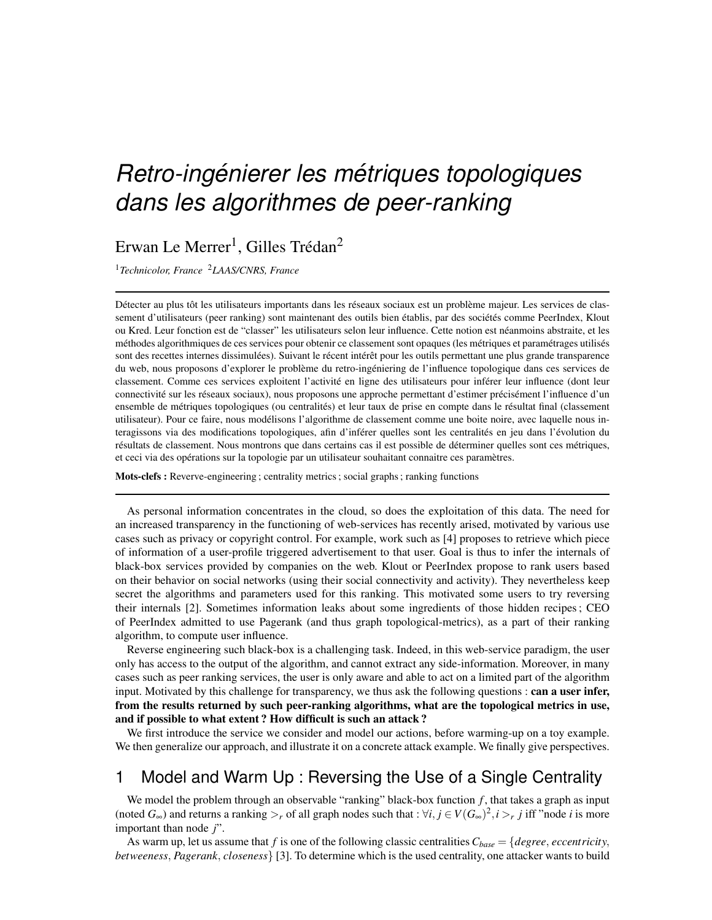# Retro-ingénierer les métriques topologiques dans les algorithmes de peer-ranking

Erwan Le Merrer[1], Gilles Trédan[2]

[1]*Technicolor, France* [2]*LAAS/CNRS, France*

---

Détecter au plus tôt les utilisateurs importants dans les réseaux sociaux est un problème majeur. Les services de classement d'utilisateurs (peer ranking) sont maintenant des outils bien établis, par des sociétés comme PeerIndex, Klout ou Kred. Leur fonction est de "classer" les utilisateurs selon leur influence. Cette notion est néanmoins abstraite, et les méthodes algorithmiques de ces services pour obtenir ce classement sont opaques (les métriques et paramétrages utilisés sont des recettes internes dissimulées). Suivant le récent intérêt pour les outils permettant une plus grande transparence du web, nous proposons d'explorer le problème du retro-ingéniering de l'influence topologique dans ces services de classement. Comme ces services exploitent l'activité en ligne des utilisateurs pour inférer leur influence (dont leur connectivité sur les réseaux sociaux), nous proposons une approche permettant d'estimer précisément l'influence d'un ensemble de métriques topologiques (ou centralités) et leur taux de prise en compte dans le résultat final (classement utilisateur). Pour ce faire, nous modélisons l'algorithme de classement comme une boite noire, avec laquelle nous interagissons via des modifications topologiques, afin d'inférer quelles sont les centralités en jeu dans l'évolution du résultats de classement. Nous montrons que dans certains cas il est possible de déterminer quelles sont ces métriques, et ceci via des opérations sur la topologie par un utilisateur souhaitant connaitre ces paramètres.

**Mots-clefs :** Reverve-engineering ; centrality metrics ; social graphs ; ranking functions

---

As personal information concentrates in the cloud, so does the exploitation of this data. The need for an increased transparency in the functioning of web-services has recently arised, motivated by various use cases such as privacy or copyright control. For example, work such as [4] proposes to retrieve which piece of information of a user-profile triggered advertisement to that user. Goal is thus to infer the internals of black-box services provided by companies on the web. Klout or PeerIndex propose to rank users based on their behavior on social networks (using their social connectivity and activity). They nevertheless keep secret the algorithms and parameters used for this ranking. This motivated some users to try reversing their internals [2]. Sometimes information leaks about some ingredients of those hidden recipes ; CEO of PeerIndex admitted to use Pagerank (and thus graph topological-metrics), as a part of their ranking algorithm, to compute user influence.

Reverse engineering such black-box is a challenging task. Indeed, in this web-service paradigm, the user only has access to the output of the algorithm, and cannot extract any side-information. Moreover, in many cases such as peer ranking services, the user is only aware and able to act on a limited part of the algorithm input. Motivated by this challenge for transparency, we thus ask the following questions : **can a user infer, from the results returned by such peer-ranking algorithms, what are the topological metrics in use, and if possible to what extent ? How difficult is such an attack ?**

We first introduce the service we consider and model our actions, before warming-up on a toy example. We then generalize our approach, and illustrate it on a concrete attack example. We finally give perspectives.

## 1 Model and Warm Up : Reversing the Use of a Single Centrality

We model the problem through an observable "ranking" black-box function $f$, that takes a graph as input (noted $G_\infty$) and returns a ranking $>_r$ of all graph nodes such that : $\forall i, j \in V(G_\infty)^2, i >_r j$ iff "node $i$ is more important than node $j$".

As warm up, let us assume that $f$ is one of the following classic centralities $C_{base} = \{degree, eccentricity, betweeness, Pagerank, closeness\}$ [3]. To determine which is the used centrality, one attacker wants to build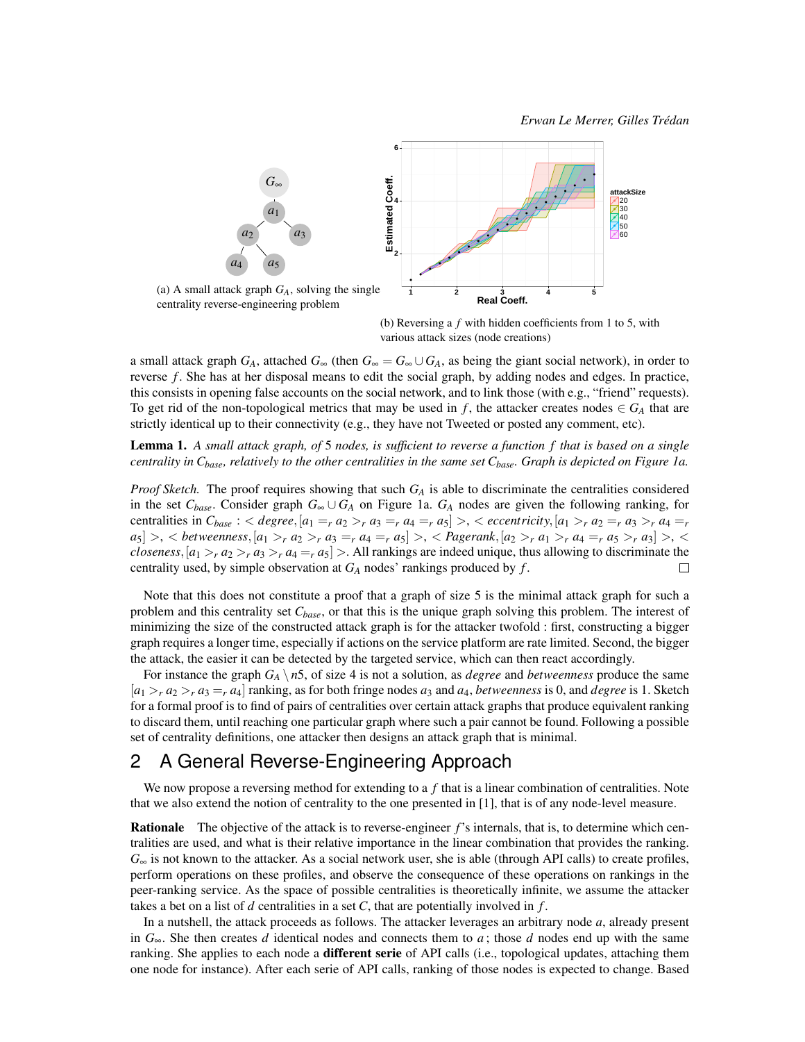(a) A small attack graph $G_A$, solving the single centrality reverse-engineering problem

(b) Reversing a $f$ with hidden coefficients from 1 to 5, with various attack sizes (node creations)

a small attack graph $G_A$, attached $G_\infty$ (then $G_\infty = G_\infty \cup G_A$, as being the giant social network), in order to reverse $f$. She has at her disposal means to edit the social graph, by adding nodes and edges. In practice, this consists in opening false accounts on the social network, and to link those (with e.g., "friend" requests). To get rid of the non-topological metrics that may be used in $f$, the attacker creates nodes $\in G_A$ that are strictly identical up to their connectivity (e.g., they have not Tweeted or posted any comment, etc).

**Lemma 1.** *A small attack graph, of 5 nodes, is sufficient to reverse a function $f$ that is based on a single centrality in $C_{base}$, relatively to the other centralities in the same set $C_{base}$. Graph is depicted on Figure 1a.*

*Proof Sketch.* The proof requires showing that such $G_A$ is able to discriminate the centralities considered in the set $C_{base}$. Consider graph $G_\infty \cup G_A$ on Figure 1a. $G_A$ nodes are given the following ranking, for centralities in $C_{base}$ : $<$ *degree*, $[a_1 =_r a_2 >_r a_3 =_r a_4 =_r a_5]$ $>$, $<$ *eccentricity*, $[a_1 >_r a_2 =_r a_3 >_r a_4 =_r a_5]$ $>$, $<$ *betweenness*, $[a_1 >_r a_2 >_r a_3 =_r a_4 =_r a_5]$ $>$, $<$ *Pagerank*, $[a_2 >_r a_1 >_r a_4 =_r a_5 >_r a_3]$ $>$, $<$ *closeness*, $[a_1 >_r a_2 >_r a_3 >_r a_4 =_r a_5]$ $>$. All rankings are indeed unique, thus allowing to discriminate the centrality used, by simple observation at $G_A$ nodes' rankings produced by $f$. □

Note that this does not constitute a proof that a graph of size 5 is the minimal attack graph for such a problem and this centrality set $C_{base}$, or that this is the unique graph solving this problem. The interest of minimizing the size of the constructed attack graph is for the attacker twofold : first, constructing a bigger graph requires a longer time, especially if actions on the service platform are rate limited. Second, the bigger the attack, the easier it can be detected by the targeted service, which can then react accordingly.

For instance the graph $G_A \setminus n5$, of size 4 is not a solution, as *degree* and *betweenness* produce the same $[a_1 >_r a_2 >_r a_3 =_r a_4]$ ranking, as for both fringe nodes $a_3$ and $a_4$, *betweenness* is 0, and *degree* is 1. Sketch for a formal proof is to find of pairs of centralities over certain attack graphs that produce equivalent ranking to discard them, until reaching one particular graph where such a pair cannot be found. Following a possible set of centrality definitions, one attacker then designs an attack graph that is minimal.

## 2 A General Reverse-Engineering Approach

We now propose a reversing method for extending to a $f$ that is a linear combination of centralities. Note that we also extend the notion of centrality to the one presented in [1], that is of any node-level measure.

**Rationale** The objective of the attack is to reverse-engineer $f$'s internals, that is, to determine which centralities are used, and what is their relative importance in the linear combination that provides the ranking. $G_\infty$ is not known to the attacker. As a social network user, she is able (through API calls) to create profiles, perform operations on these profiles, and observe the consequence of these operations on rankings in the peer-ranking service. As the space of possible centralities is theoretically infinite, we assume the attacker takes a bet on a list of $d$ centralities in a set $C$, that are potentially involved in $f$.

In a nutshell, the attack proceeds as follows. The attacker leverages an arbitrary node $a$, already present in $G_\infty$. She then creates $d$ identical nodes and connects them to $a$ ; those $d$ nodes end up with the same ranking. She applies to each node a **different serie** of API calls (i.e., topological updates, attaching them one node for instance). After each serie of API calls, ranking of those nodes is expected to change. Based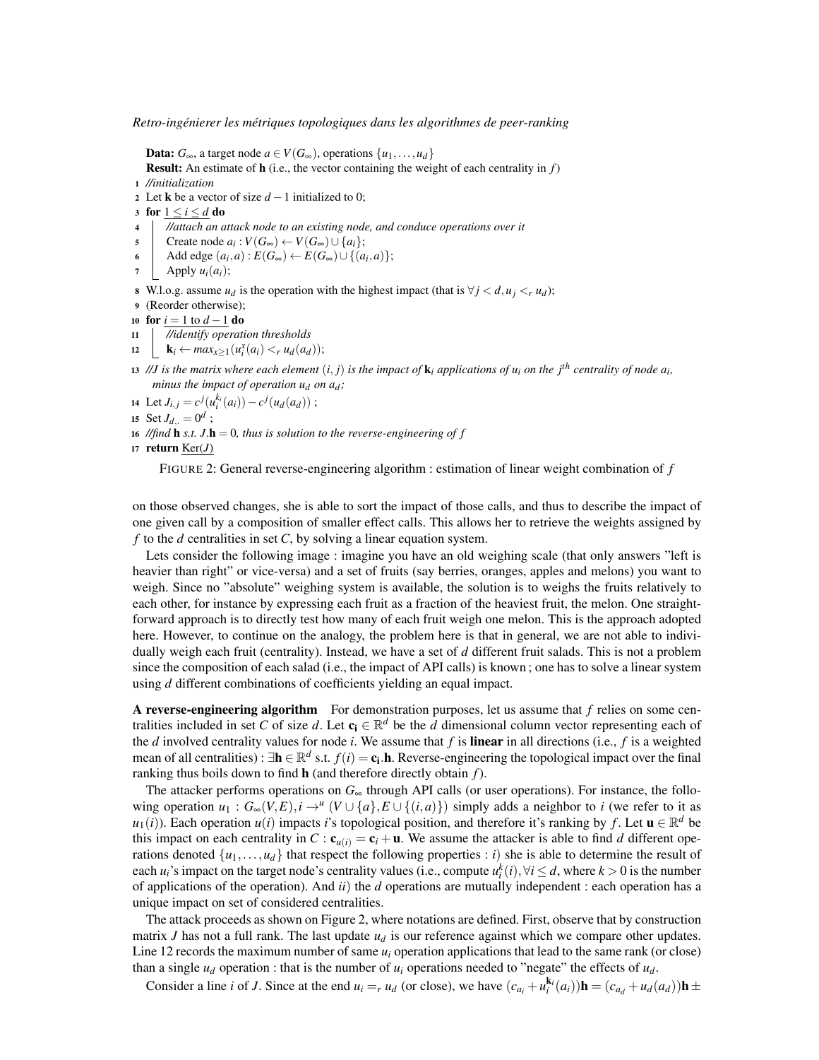**Data:** $G_\infty$, a target node $a \in V(G_\infty)$, operations $\{u_1, \ldots, u_d\}$
**Result:** An estimate of $\mathbf{h}$ (i.e., the vector containing the weight of each centrality in $f$)

```
1  //initialization
2  Let k be a vector of size d − 1 initialized to 0;
3  for 1 ≤ i ≤ d do
4  |   //attach an attack node to an existing node, and conduce operations over it
5  |   Create node a_i : V(G_∞) ← V(G_∞) ∪ {a_i};
6  |   Add edge (a_i, a) : E(G_∞) ← E(G_∞) ∪ {(a_i, a)};
7  |   Apply u_i(a_i);
8  W.l.o.g. assume u_d is the operation with the highest impact (that is ∀ j < d, u_j <_r u_d);
9  (Reorder otherwise);
10 for i = 1 to d − 1 do
11 |   //identify operation thresholds
12 |   k_i ← max_{x≥1}(u_i^x(a_i) <_r u_d(a_d));
13 //J is the matrix where each element (i, j) is the impact of k_i applications of u_i on the j^th centrality of node a_i,
   minus the impact of operation u_d on a_d;
14 Let J_{i,j} = c^j(u_i^{k_i}(a_i)) − c^j(u_d(a_d)) ;
15 Set J_{d,.} = 0^d ;
16 //find h s.t. J.h = 0, thus is solution to the reverse-engineering of f
17 return Ker(J)
```

FIGURE 2: General reverse-engineering algorithm : estimation of linear weight combination of $f$

on those observed changes, she is able to sort the impact of those calls, and thus to describe the impact of one given call by a composition of smaller effect calls. This allows her to retrieve the weights assigned by $f$ to the $d$ centralities in set $C$, by solving a linear equation system.

Lets consider the following image : imagine you have an old weighing scale (that only answers "left is heavier than right" or vice-versa) and a set of fruits (say berries, oranges, apples and melons) you want to weigh. Since no "absolute" weighing system is available, the solution is to weighs the fruits relatively to each other, for instance by expressing each fruit as a fraction of the heaviest fruit, the melon. One straightforward approach is to directly test how many of each fruit weigh one melon. This is the approach adopted here. However, to continue on the analogy, the problem here is that in general, we are not able to individually weigh each fruit (centrality). Instead, we have a set of $d$ different fruit salads. This is not a problem since the composition of each salad (i.e., the impact of API calls) is known ; one has to solve a linear system using $d$ different combinations of coefficients yielding an equal impact.

**A reverse-engineering algorithm** For demonstration purposes, let us assume that $f$ relies on some centralities included in set $C$ of size $d$. Let $\mathbf{c_i} \in \mathbb{R}^d$ be the $d$ dimensional column vector representing each of the $d$ involved centrality values for node $i$. We assume that $f$ is **linear** in all directions (i.e., $f$ is a weighted mean of all centralities) : $\exists \mathbf{h} \in \mathbb{R}^d$ s.t. $f(i) = \mathbf{c_i}.\mathbf{h}$. Reverse-engineering the topological impact over the final ranking thus boils down to find $\mathbf{h}$ (and therefore directly obtain $f$).

The attacker performs operations on $G_\infty$ through API calls (or user operations). For instance, the following operation $u_1 : G_\infty(V,E), i \rightarrow^u (V \cup \{a\}, E \cup \{(i,a)\})$ simply adds a neighbor to $i$ (we refer to it as $u_1(i)$). Each operation $u(i)$ impacts $i$'s topological position, and therefore it's ranking by $f$. Let $\mathbf{u} \in \mathbb{R}^d$ be this impact on each centrality in $C$ : $\mathbf{c}_{u(i)} = \mathbf{c_i} + \mathbf{u}$. We assume the attacker is able to find $d$ different operations denoted $\{u_1, \ldots, u_d\}$ that respect the following properties : $i$) she is able to determine the result of each $u_i$'s impact on the target node's centrality values (i.e., compute $u_i^k(i), \forall i \leq d$, where $k > 0$ is the number of applications of the operation). And $ii$) the $d$ operations are mutually independent : each operation has a unique impact on set of considered centralities.

The attack proceeds as shown on Figure 2, where notations are defined. First, observe that by construction matrix $J$ has not a full rank. The last update $u_d$ is our reference against which we compare other updates. Line 12 records the maximum number of same $u_i$ operation applications that lead to the same rank (or close) than a single $u_d$ operation : that is the number of $u_i$ operations needed to "negate" the effects of $u_d$.

Consider a line $i$ of $J$. Since at the end $u_i =_r u_d$ (or close), we have $(c_{a_i} + u_i^{\mathbf{k}_i}(a_i))\mathbf{h} = (c_{a_d} + u_d(a_d))\mathbf{h} \pm$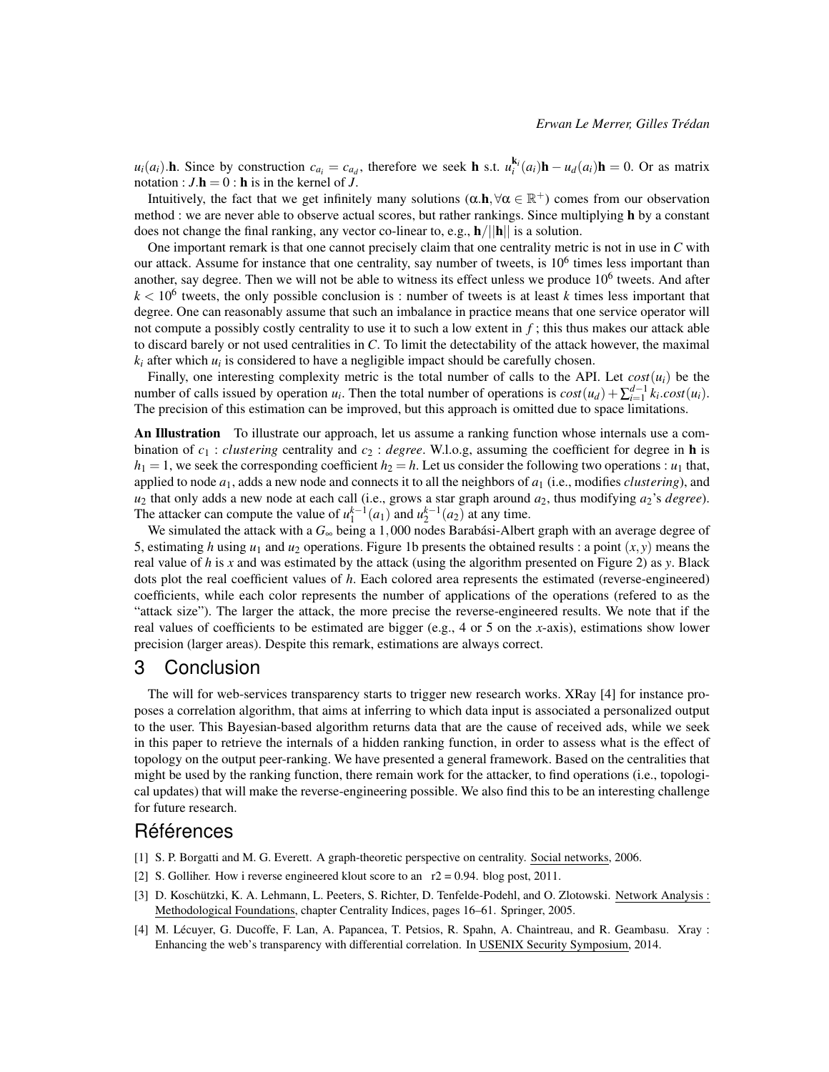$u_i(a_i).\mathbf{h}$. Since by construction $c_{a_i} = c_{a_d}$, therefore we seek $\mathbf{h}$ s.t. $u_i^{\mathbf{k}_i}(a_i)\mathbf{h} - u_d(a_i)\mathbf{h} = 0$. Or as matrix notation : $J.\mathbf{h} = 0$ : $\mathbf{h}$ is in the kernel of $J$.

Intuitively, the fact that we get infinitely many solutions ($\alpha.\mathbf{h}, \forall \alpha \in \mathbb{R}^+$) comes from our observation method : we are never able to observe actual scores, but rather rankings. Since multiplying $\mathbf{h}$ by a constant does not change the final ranking, any vector co-linear to, e.g., $\mathbf{h}/||\mathbf{h}||$ is a solution.

One important remark is that one cannot precisely claim that one centrality metric is not in use in $C$ with our attack. Assume for instance that one centrality, say number of tweets, is $10^6$ times less important than another, say degree. Then we will not be able to witness its effect unless we produce $10^6$ tweets. And after $k < 10^6$ tweets, the only possible conclusion is : number of tweets is at least $k$ times less important that degree. One can reasonably assume that such an imbalance in practice means that one service operator will not compute a possibly costly centrality to use it to such a low extent in $f$ ; this thus makes our attack able to discard barely or not used centralities in $C$. To limit the detectability of the attack however, the maximal $k_i$ after which $u_i$ is considered to have a negligible impact should be carefully chosen.

Finally, one interesting complexity metric is the total number of calls to the API. Let $cost(u_i)$ be the number of calls issued by operation $u_i$. Then the total number of operations is $cost(u_d) + \sum_{i=1}^{d-1} k_i.cost(u_i)$. The precision of this estimation can be improved, but this approach is omitted due to space limitations.

**An Illustration** To illustrate our approach, let us assume a ranking function whose internals use a combination of $c_1$ : *clustering* centrality and $c_2$ : *degree*. W.l.o.g, assuming the coefficient for degree in $\mathbf{h}$ is $h_1 = 1$, we seek the corresponding coefficient $h_2 = h$. Let us consider the following two operations : $u_1$ that, applied to node $a_1$, adds a new node and connects it to all the neighbors of $a_1$ (i.e., modifies *clustering*), and $u_2$ that only adds a new node at each call (i.e., grows a star graph around $a_2$, thus modifying $a_2$'s *degree*). The attacker can compute the value of $u_1^{k-1}(a_1)$ and $u_2^{k-1}(a_2)$ at any time.

We simulated the attack with a $G_\infty$ being a 1,000 nodes Barabási-Albert graph with an average degree of 5, estimating $h$ using $u_1$ and $u_2$ operations. Figure 1b presents the obtained results : a point $(x, y)$ means the real value of $h$ is $x$ and was estimated by the attack (using the algorithm presented on Figure 2) as $y$. Black dots plot the real coefficient values of $h$. Each colored area represents the estimated (reverse-engineered) coefficients, while each color represents the number of applications of the operations (refered to as the "attack size"). The larger the attack, the more precise the reverse-engineered results. We note that if the real values of coefficients to be estimated are bigger (e.g., 4 or 5 on the $x$-axis), estimations show lower precision (larger areas). Despite this remark, estimations are always correct.

# 3 Conclusion

The will for web-services transparency starts to trigger new research works. XRay [4] for instance proposes a correlation algorithm, that aims at inferring to which data input is associated a personalized output to the user. This Bayesian-based algorithm returns data that are the cause of received ads, while we seek in this paper to retrieve the internals of a hidden ranking function, in order to assess what is the effect of topology on the output peer-ranking. We have presented a general framework. Based on the centralities that might be used by the ranking function, there remain work for the attacker, to find operations (i.e., topological updates) that will make the reverse-engineering possible. We also find this to be an interesting challenge for future research.

# Références

[1] S. P. Borgatti and M. G. Everett. A graph-theoretic perspective on centrality. Social networks, 2006.

[2] S. Golliher. How i reverse engineered klout score to an r2 = 0.94. blog post, 2011.

[3] D. Koschützki, K. A. Lehmann, L. Peeters, S. Richter, D. Tenfelde-Podehl, and O. Zlotowski. Network Analysis : Methodological Foundations, chapter Centrality Indices, pages 16–61. Springer, 2005.

[4] M. Lécuyer, G. Ducoffe, F. Lan, A. Papancea, T. Petsios, R. Spahn, A. Chaintreau, and R. Geambasu. Xray : Enhancing the web's transparency with differential correlation. In USENIX Security Symposium, 2014.